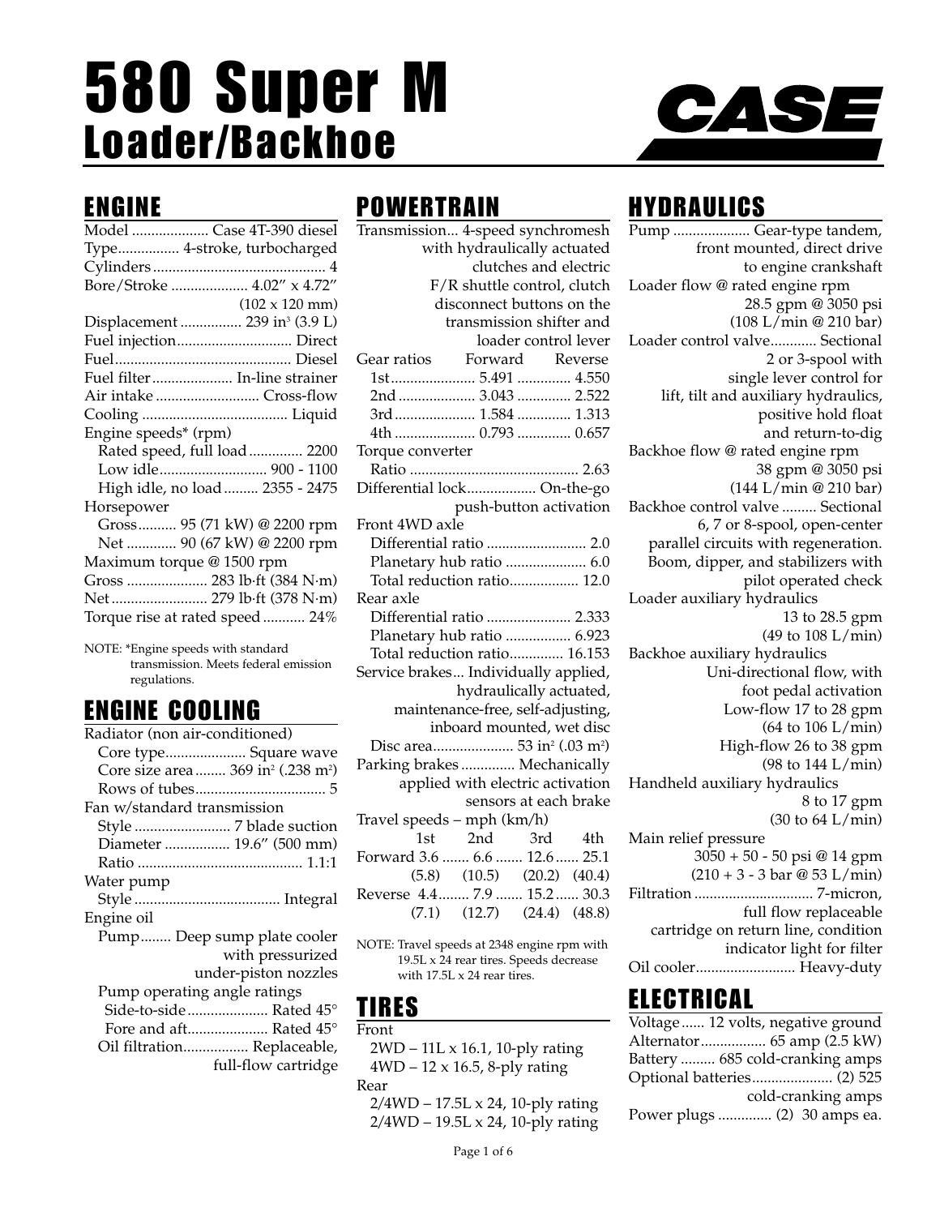# 580 Super M
## Loader/Backhoe

CASE

## ENGINE

Model .................... Case 4T-390 diesel
Type................ 4-stroke, turbocharged
Cylinders ............................................ 4
Bore/Stroke .................... 4.02" x 4.72" (102 x 120 mm)
Displacement ................ 239 in³ (3.9 L)
Fuel injection............................. Direct
Fuel............................................. Diesel
Fuel filter..................... In-line strainer
Air intake ........................... Cross-flow
Cooling ...................................... Liquid
Engine speeds* (rpm)
- Rated speed, full load ............. 2200
- Low idle........................... 900 - 1100
- High idle, no load ......... 2355 - 2475

Horsepower
- Gross.......... 95 (71 kW) @ 2200 rpm
- Net ............ 90 (67 kW) @ 2200 rpm

Maximum torque @ 1500 rpm
Gross ..................... 283 lb·ft (384 N·m)
Net ......................... 279 lb·ft (378 N·m)
Torque rise at rated speed ........... 24%

NOTE: *Engine speeds with standard transmission. Meets federal emission regulations.

## ENGINE COOLING

Radiator (non air-conditioned)
- Core type..................... Square wave
- Core size area ........ 369 in² (.238 m²)
- Rows of tubes.................................. 5

Fan w/standard transmission
- Style ......................... 7 blade suction
- Diameter ................. 19.6" (500 mm)
- Ratio ........................................... 1.1:1

Water pump
- Style ...................................... Integral

Engine oil
- Pump........ Deep sump plate cooler with pressurized under-piston nozzles
- Pump operating angle ratings
  - Side-to-side..................... Rated 45°
  - Fore and aft..................... Rated 45°
- Oil filtration................. Replaceable, full-flow cartridge

## POWERTRAIN

Transmission... 4-speed synchromesh with hydraulically actuated clutches and electric F/R shuttle control, clutch disconnect buttons on the transmission shifter and loader control lever

| Gear ratios | Forward | Reverse |
|---|---|---|
| 1st | 5.491 | 4.550 |
| 2nd | 3.043 | 2.522 |
| 3rd | 1.584 | 1.313 |
| 4th | 0.793 | 0.657 |

Torque converter
- Ratio ............................................ 2.63

Differential lock.................. On-the-go push-button activation

Front 4WD axle
- Differential ratio .......................... 2.0
- Planetary hub ratio ..................... 6.0
- Total reduction ratio.................. 12.0

Rear axle
- Differential ratio ...................... 2.333
- Planetary hub ratio ................. 6.923
- Total reduction ratio.............. 16.153

Service brakes... Individually applied, hydraulically actuated, maintenance-free, self-adjusting, inboard mounted, wet disc
- Disc area..................... 53 in² (.03 m²)

Parking brakes .............. Mechanically applied with electric activation sensors at each brake

Travel speeds – mph (km/h)

| | 1st | 2nd | 3rd | 4th |
|---|---|---|---|---|
| Forward | 3.6 (5.8) | 6.6 (10.5) | 12.6 (20.2) | 25.1 (40.4) |
| Reverse | 4.4 (7.1) | 7.9 (12.7) | 15.2 (24.4) | 30.3 (48.8) |

NOTE: Travel speeds at 2348 engine rpm with 19.5L x 24 rear tires. Speeds decrease with 17.5L x 24 rear tires.

## TIRES

Front
- 2WD – 11L x 16.1, 10-ply rating
- 4WD – 12 x 16.5, 8-ply rating

Rear
- 2/4WD – 17.5L x 24, 10-ply rating
- 2/4WD – 19.5L x 24, 10-ply rating

## HYDRAULICS

Pump .................... Gear-type tandem, front mounted, direct drive to engine crankshaft

Loader flow @ rated engine rpm
28.5 gpm @ 3050 psi (108 L/min @ 210 bar)

Loader control valve............ Sectional 2 or 3-spool with single lever control for lift, tilt and auxiliary hydraulics, positive hold float and return-to-dig

Backhoe flow @ rated engine rpm
38 gpm @ 3050 psi (144 L/min @ 210 bar)

Backhoe control valve ......... Sectional 6, 7 or 8-spool, open-center parallel circuits with regeneration. Boom, dipper, and stabilizers with pilot operated check

Loader auxiliary hydraulics
13 to 28.5 gpm (49 to 108 L/min)

Backhoe auxiliary hydraulics
Uni-directional flow, with foot pedal activation
- Low-flow 17 to 28 gpm (64 to 106 L/min)
- High-flow 26 to 38 gpm (98 to 144 L/min)

Handheld auxiliary hydraulics
8 to 17 gpm (30 to 64 L/min)

Main relief pressure
3050 + 50 - 50 psi @ 14 gpm (210 + 3 - 3 bar @ 53 L/min)

Filtration .............................. 7-micron, full flow replaceable cartridge on return line, condition indicator light for filter

Oil cooler.......................... Heavy-duty

## ELECTRICAL

Voltage ...... 12 volts, negative ground
Alternator................. 65 amp (2.5 kW)
Battery ......... 685 cold-cranking amps
Optional batteries..................... (2) 525 cold-cranking amps
Power plugs .............. (2) 30 amps ea.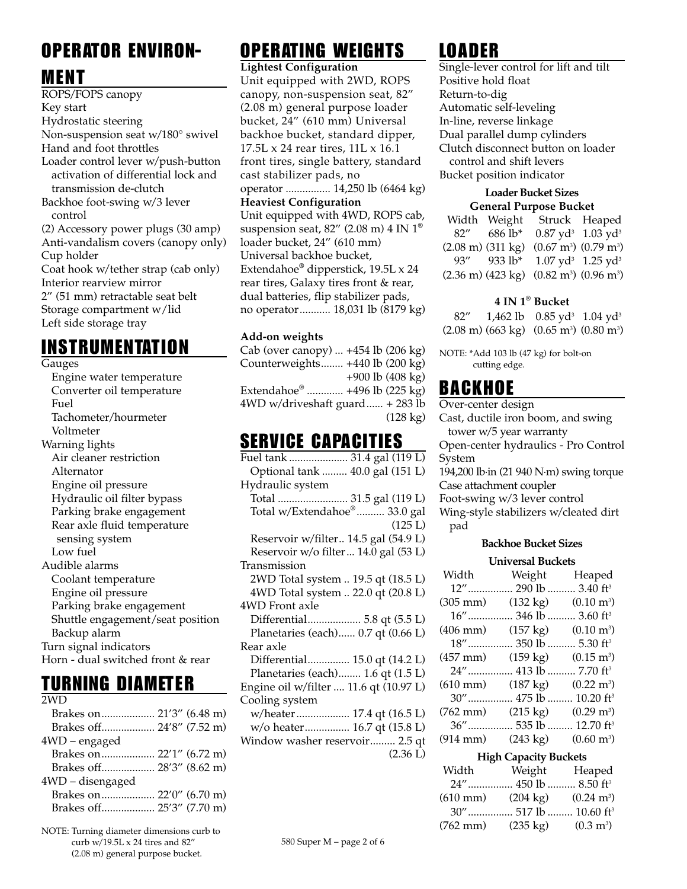## OPERATOR ENVIRONMENT

ROPS/FOPS canopy
Key start
Hydrostatic steering
Non-suspension seat w/180° swivel
Hand and foot throttles
Loader control lever w/push-button activation of differential lock and transmission de-clutch
Backhoe foot-swing w/3 lever control
(2) Accessory power plugs (30 amp)
Anti-vandalism covers (canopy only)
Cup holder
Coat hook w/tether strap (cab only)
Interior rearview mirror
2″ (51 mm) retractable seat belt
Storage compartment w/lid
Left side storage tray

## INSTRUMENTATION

Gauges
- Engine water temperature
- Converter oil temperature
- Fuel
- Tachometer/hourmeter
- Voltmeter

Warning lights
- Air cleaner restriction
- Alternator
- Engine oil pressure
- Hydraulic oil filter bypass
- Parking brake engagement
- Rear axle fluid temperature sensing system
- Low fuel

Audible alarms
- Coolant temperature
- Engine oil pressure
- Parking brake engagement
- Shuttle engagement/seat position
- Backup alarm

Turn signal indicators
Horn - dual switched front & rear

## TURNING DIAMETER

2WD
- Brakes on ................... 21′3″ (6.48 m)
- Brakes off ................... 24′8″ (7.52 m)

4WD – engaged
- Brakes on ................... 22′1″ (6.72 m)
- Brakes off ................... 28′3″ (8.62 m)

4WD – disengaged
- Brakes on ................... 22′0″ (6.70 m)
- Brakes off ................... 25′3″ (7.70 m)

NOTE: Turning diameter dimensions curb to curb w/19.5L x 24 tires and 82″ (2.08 m) general purpose bucket.

## OPERATING WEIGHTS

**Lightest Configuration**
Unit equipped with 2WD, ROPS canopy, non-suspension seat, 82″ (2.08 m) general purpose loader bucket, 24″ (610 mm) Universal backhoe bucket, standard dipper, 17.5L x 24 rear tires, 11L x 16.1 front tires, single battery, standard cast stabilizer pads, no operator ................ 14,250 lb (6464 kg)

**Heaviest Configuration**
Unit equipped with 4WD, ROPS cab, suspension seat, 82″ (2.08 m) 4 IN 1® loader bucket, 24″ (610 mm) Universal backhoe bucket, Extendahoe® dipperstick, 19.5L x 24 rear tires, Galaxy tires front & rear, dual batteries, flip stabilizer pads, no operator ........... 18,031 lb (8179 kg)

**Add-on weights**
- Cab (over canopy) ... +454 lb (206 kg)
- Counterweights........ +440 lb (200 kg) / +900 lb (408 kg)
- Extendahoe® ............. +496 lb (225 kg)
- 4WD w/driveshaft guard...... + 283 lb (128 kg)

## SERVICE CAPACITIES

Fuel tank ..................... 31.4 gal (119 L)
- Optional tank ......... 40.0 gal (151 L)

Hydraulic system
- Total ......................... 31.5 gal (119 L)
- Total w/Extendahoe® .......... 33.0 gal (125 L)
- Reservoir w/filter.. 14.5 gal (54.9 L)
- Reservoir w/o filter... 14.0 gal (53 L)

Transmission
- 2WD Total system .. 19.5 qt (18.5 L)
- 4WD Total system .. 22.0 qt (20.8 L)

4WD Front axle
- Differential................... 5.8 qt (5.5 L)
- Planetaries (each)...... 0.7 qt (0.66 L)

Rear axle
- Differential............... 15.0 qt (14.2 L)
- Planetaries (each)........ 1.6 qt (1.5 L)

Engine oil w/filter .... 11.6 qt (10.97 L)

Cooling system
- w/heater ................... 17.4 qt (16.5 L)
- w/o heater ................ 16.7 qt (15.8 L)

Window washer reservoir......... 2.5 qt (2.36 L)

## LOADER

Single-lever control for lift and tilt
Positive hold float
Return-to-dig
Automatic self-leveling
In-line, reverse linkage
Dual parallel dump cylinders
Clutch disconnect button on loader control and shift levers
Bucket position indicator

**Loader Bucket Sizes**

**General Purpose Bucket**

| Width | Weight | Struck | Heaped |
|---|---|---|---|
| 82″ (2.08 m) | 686 lb* (311 kg) | 0.87 yd³ (0.67 m³) | 1.03 yd³ (0.79 m³) |
| 93″ (2.36 m) | 933 lb* (423 kg) | 1.07 yd³ (0.82 m³) | 1.25 yd³ (0.96 m³) |

**4 IN 1® Bucket**

| Width | Weight | Struck | Heaped |
|---|---|---|---|
| 82″ (2.08 m) | 1,462 lb (663 kg) | 0.85 yd³ (0.65 m³) | 1.04 yd³ (0.80 m³) |

NOTE: *Add 103 lb (47 kg) for bolt-on cutting edge.

## BACKHOE

Over-center design
Cast, ductile iron boom, and swing tower w/5 year warranty
Open-center hydraulics - Pro Control System
194,200 lb·in (21 940 N·m) swing torque
Case attachment coupler
Foot-swing w/3 lever control
Wing-style stabilizers w/cleated dirt pad

**Backhoe Bucket Sizes**

**Universal Buckets**

| Width | Weight | Heaped |
|---|---|---|
| 12″ (305 mm) | 290 lb (132 kg) | 3.40 ft³ (0.10 m³) |
| 16″ (406 mm) | 346 lb (157 kg) | 3.60 ft³ (0.10 m³) |
| 18″ (457 mm) | 350 lb (159 kg) | 5.30 ft³ (0.15 m³) |
| 24″ (610 mm) | 413 lb (187 kg) | 7.70 ft³ (0.22 m³) |
| 30″ (762 mm) | 475 lb (215 kg) | 10.20 ft³ (0.29 m³) |
| 36″ (914 mm) | 535 lb (243 kg) | 12.70 ft³ (0.60 m³) |

**High Capacity Buckets**

| Width | Weight | Heaped |
|---|---|---|
| 24″ (610 mm) | 450 lb (204 kg) | 8.50 ft³ (0.24 m³) |
| 30″ (762 mm) | 517 lb (235 kg) | 10.60 ft³ (0.3 m³) |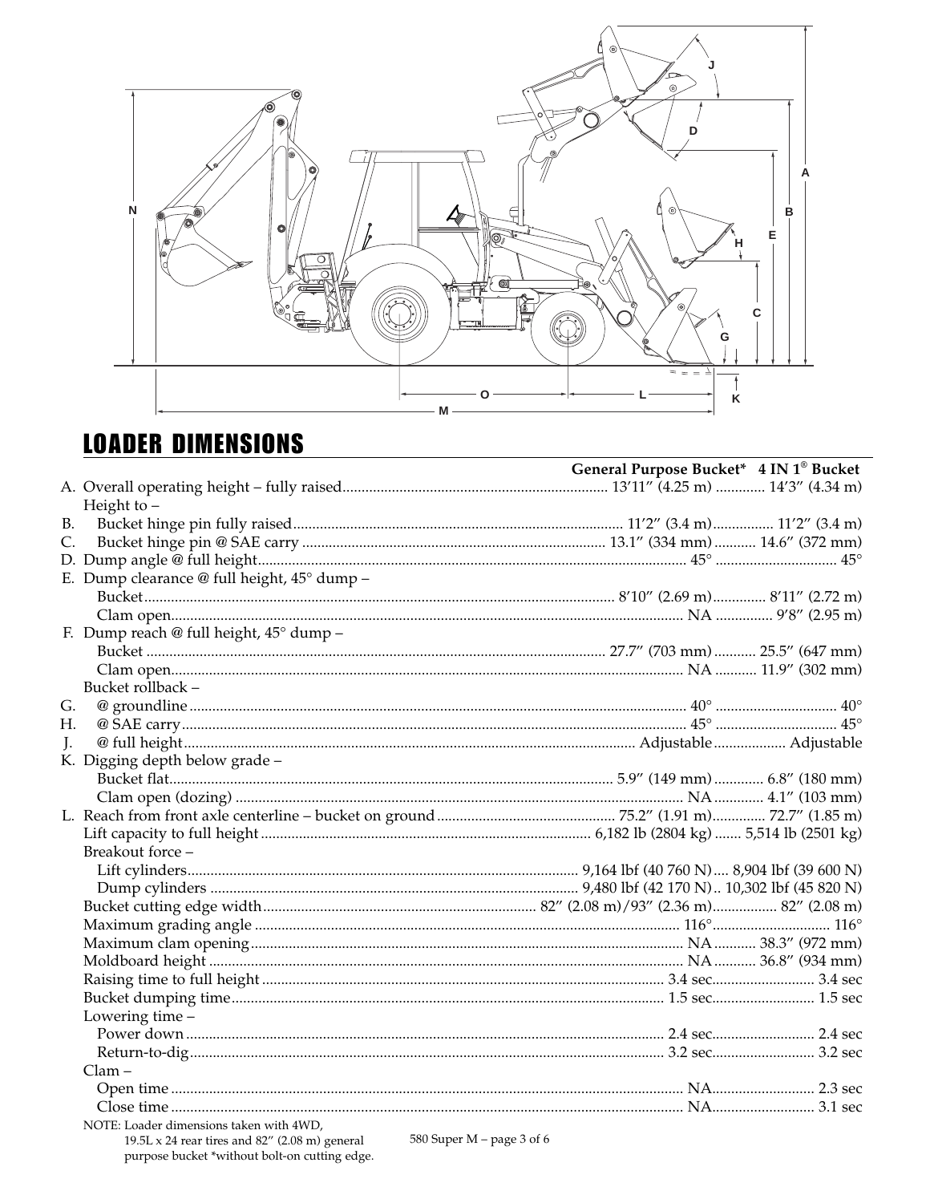## LOADER DIMENSIONS

| | General Purpose Bucket* | 4 IN 1® Bucket |
|---|---|---|
| A. Overall operating height – fully raised | 13′11″ (4.25 m) | 14′3″ (4.34 m) |
| Height to – | | |
| B. Bucket hinge pin fully raised | 11′2″ (3.4 m) | 11′2″ (3.4 m) |
| C. Bucket hinge pin @ SAE carry | 13.1″ (334 mm) | 14.6″ (372 mm) |
| D. Dump angle @ full height | 45° | 45° |
| E. Dump clearance @ full height, 45° dump – | | |
| Bucket | 8′10″ (2.69 m) | 8′11″ (2.72 m) |
| Clam open | NA | 9′8″ (2.95 m) |
| F. Dump reach @ full height, 45° dump – | | |
| Bucket | 27.7″ (703 mm) | 25.5″ (647 mm) |
| Clam open | NA | 11.9″ (302 mm) |
| Bucket rollback – | | |
| G. @ groundline | 40° | 40° |
| H. @ SAE carry | 45° | 45° |
| J. @ full height | Adjustable | Adjustable |
| K. Digging depth below grade – | | |
| Bucket flat | 5.9″ (149 mm) | 6.8″ (180 mm) |
| Clam open (dozing) | NA | 4.1″ (103 mm) |
| L. Reach from front axle centerline – bucket on ground | 75.2″ (1.91 m) | 72.7″ (1.85 m) |
| Lift capacity to full height | 6,182 lb (2804 kg) | 5,514 lb (2501 kg) |
| Breakout force – | | |
| Lift cylinders | 9,164 lbf (40 760 N) | 8,904 lbf (39 600 N) |
| Dump cylinders | 9,480 lbf (42 170 N) | 10,302 lbf (45 820 N) |
| Bucket cutting edge width | 82″ (2.08 m)/93″ (2.36 m) | 82″ (2.08 m) |
| Maximum grading angle | 116° | 116° |
| Maximum clam opening | NA | 38.3″ (972 mm) |
| Moldboard height | NA | 36.8″ (934 mm) |
| Raising time to full height | 3.4 sec | 3.4 sec |
| Bucket dumping time | 1.5 sec | 1.5 sec |
| Lowering time – | | |
| Power down | 2.4 sec | 2.4 sec |
| Return-to-dig | 3.2 sec | 3.2 sec |
| Clam – | | |
| Open time | NA | 2.3 sec |
| Close time | NA | 3.1 sec |

NOTE: Loader dimensions taken with 4WD, 19.5L x 24 rear tires and 82″ (2.08 m) general purpose bucket *without bolt-on cutting edge.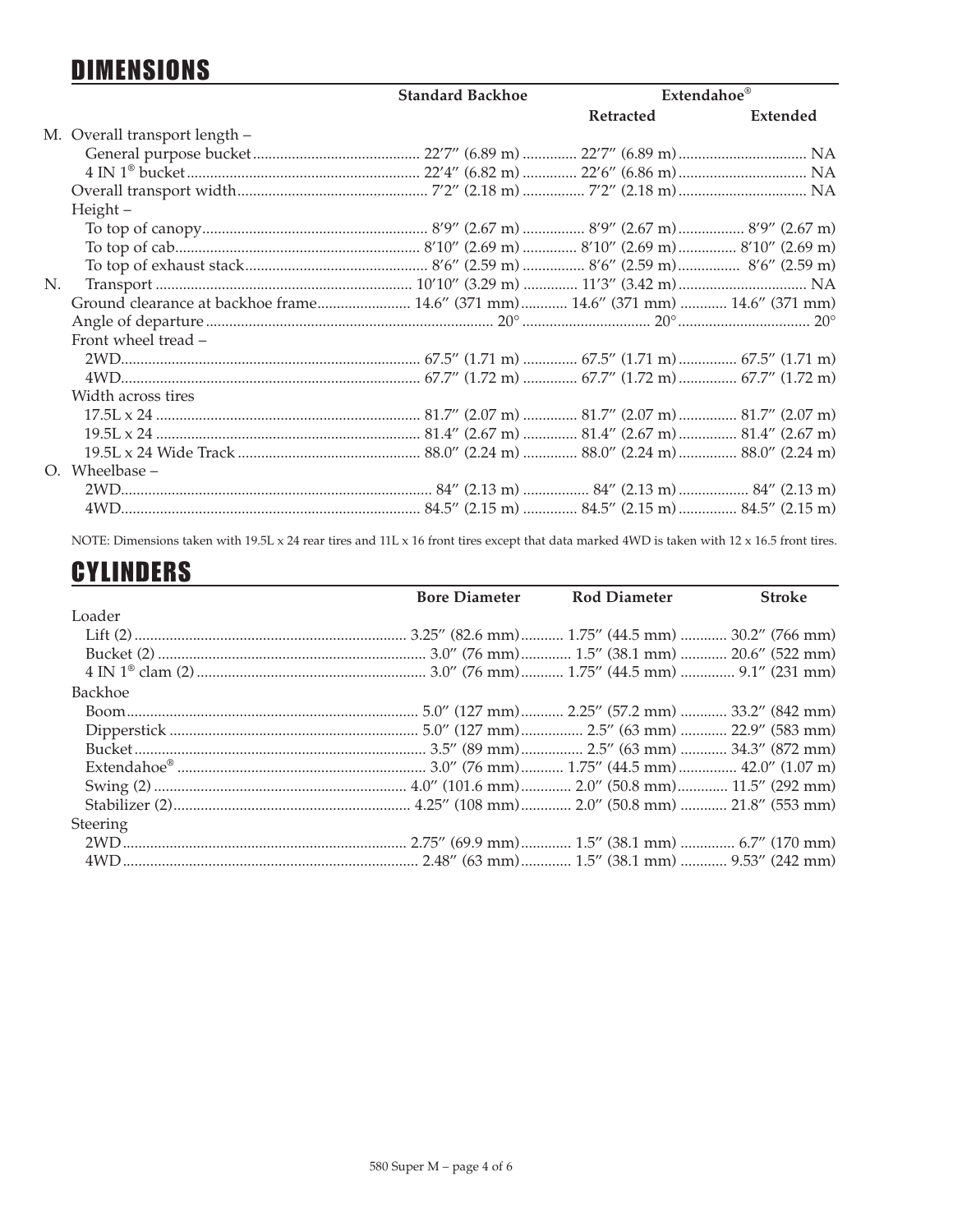## DIMENSIONS

| | | Standard Backhoe | Extendahoe® | |
|---|---|---|---|---|
| | | | Retracted | Extended |
| M. | Overall transport length – | | | |
| | General purpose bucket | 22′7″ (6.89 m) | 22′7″ (6.89 m) | NA |
| | 4 IN 1® bucket | 22′4″ (6.82 m) | 22′6″ (6.86 m) | NA |
| | Overall transport width | 7′2″ (2.18 m) | 7′2″ (2.18 m) | NA |
| | Height – | | | |
| | To top of canopy | 8′9″ (2.67 m) | 8′9″ (2.67 m) | 8′9″ (2.67 m) |
| | To top of cab | 8′10″ (2.69 m) | 8′10″ (2.69 m) | 8′10″ (2.69 m) |
| | To top of exhaust stack | 8′6″ (2.59 m) | 8′6″ (2.59 m) | 8′6″ (2.59 m) |
| N. | Transport | 10′10″ (3.29 m) | 11′3″ (3.42 m) | NA |
| | Ground clearance at backhoe frame | 14.6″ (371 mm) | 14.6″ (371 mm) | 14.6″ (371 mm) |
| | Angle of departure | 20° | 20° | 20° |
| | Front wheel tread – | | | |
| | 2WD | 67.5″ (1.71 m) | 67.5″ (1.71 m) | 67.5″ (1.71 m) |
| | 4WD | 67.7″ (1.72 m) | 67.7″ (1.72 m) | 67.7″ (1.72 m) |
| | Width across tires | | | |
| | 17.5L x 24 | 81.7″ (2.07 m) | 81.7″ (2.07 m) | 81.7″ (2.07 m) |
| | 19.5L x 24 | 81.4″ (2.67 m) | 81.4″ (2.67 m) | 81.4″ (2.67 m) |
| | 19.5L x 24 Wide Track | 88.0″ (2.24 m) | 88.0″ (2.24 m) | 88.0″ (2.24 m) |
| O. | Wheelbase – | | | |
| | 2WD | 84″ (2.13 m) | 84″ (2.13 m) | 84″ (2.13 m) |
| | 4WD | 84.5″ (2.15 m) | 84.5″ (2.15 m) | 84.5″ (2.15 m) |

NOTE: Dimensions taken with 19.5L x 24 rear tires and 11L x 16 front tires except that data marked 4WD is taken with 12 x 16.5 front tires.

## CYLINDERS

| | Bore Diameter | Rod Diameter | Stroke |
|---|---|---|---|
| Loader | | | |
| Lift (2) | 3.25″ (82.6 mm) | 1.75″ (44.5 mm) | 30.2″ (766 mm) |
| Bucket (2) | 3.0″ (76 mm) | 1.5″ (38.1 mm) | 20.6″ (522 mm) |
| 4 IN 1® clam (2) | 3.0″ (76 mm) | 1.75″ (44.5 mm) | 9.1″ (231 mm) |
| Backhoe | | | |
| Boom | 5.0″ (127 mm) | 2.25″ (57.2 mm) | 33.2″ (842 mm) |
| Dipperstick | 5.0″ (127 mm) | 2.5″ (63 mm) | 22.9″ (583 mm) |
| Bucket | 3.5″ (89 mm) | 2.5″ (63 mm) | 34.3″ (872 mm) |
| Extendahoe® | 3.0″ (76 mm) | 1.75″ (44.5 mm) | 42.0″ (1.07 m) |
| Swing (2) | 4.0″ (101.6 mm) | 2.0″ (50.8 mm) | 11.5″ (292 mm) |
| Stabilizer (2) | 4.25″ (108 mm) | 2.0″ (50.8 mm) | 21.8″ (553 mm) |
| Steering | | | |
| 2WD | 2.75″ (69.9 mm) | 1.5″ (38.1 mm) | 6.7″ (170 mm) |
| 4WD | 2.48″ (63 mm) | 1.5″ (38.1 mm) | 9.53″ (242 mm) |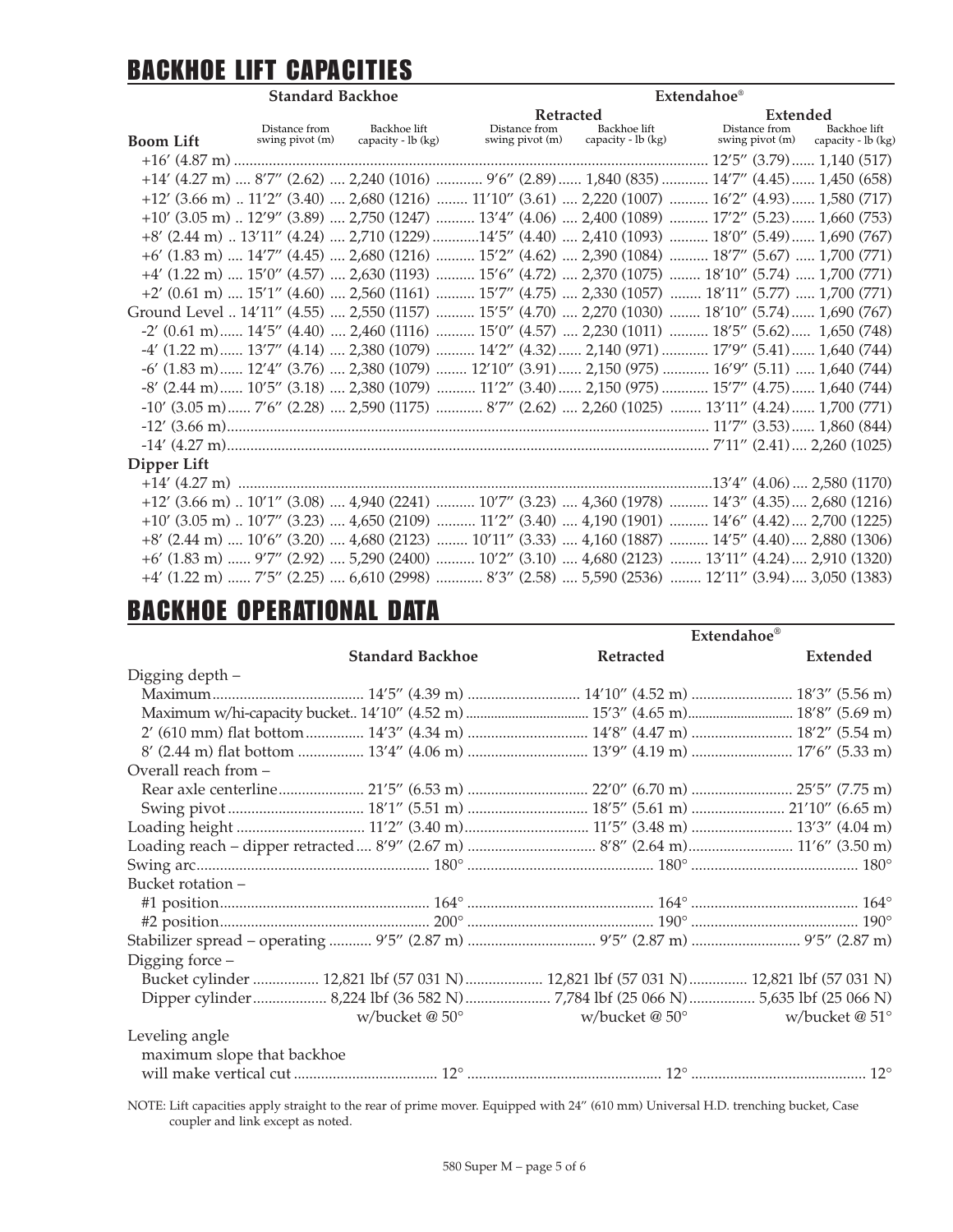# BACKHOE LIFT CAPACITIES

| | Standard Backhoe | | Extendahoe® | | | |
|---|---|---|---|---|---|---|
| | | | Retracted | | Extended | |
| **Boom Lift** | Distance from swing pivot (m) | Backhoe lift capacity - lb (kg) | Distance from swing pivot (m) | Backhoe lift capacity - lb (kg) | Distance from swing pivot (m) | Backhoe lift capacity - lb (kg) |
| +16′ (4.87 m) | | | | | 12′5″ (3.79) | 1,140 (517) |
| +14′ (4.27 m) | 8′7″ (2.62) | 2,240 (1016) | 9′6″ (2.89) | 1,840 (835) | 14′7″ (4.45) | 1,450 (658) |
| +12′ (3.66 m) | 11′2″ (3.40) | 2,680 (1216) | 11′10″ (3.61) | 2,220 (1007) | 16′2″ (4.93) | 1,580 (717) |
| +10′ (3.05 m) | 12′9″ (3.89) | 2,750 (1247) | 13′4″ (4.06) | 2,400 (1089) | 17′2″ (5.23) | 1,660 (753) |
| +8′ (2.44 m) | 13′11″ (4.24) | 2,710 (1229) | 14′5″ (4.40) | 2,410 (1093) | 18′0″ (5.49) | 1,690 (767) |
| +6′ (1.83 m) | 14′7″ (4.45) | 2,680 (1216) | 15′2″ (4.62) | 2,390 (1084) | 18′7″ (5.67) | 1,700 (771) |
| +4′ (1.22 m) | 15′0″ (4.57) | 2,630 (1193) | 15′6″ (4.72) | 2,370 (1075) | 18′10″ (5.74) | 1,700 (771) |
| +2′ (0.61 m) | 15′1″ (4.60) | 2,560 (1161) | 15′7″ (4.75) | 2,330 (1057) | 18′11″ (5.77) | 1,700 (771) |
| Ground Level | 14′11″ (4.55) | 2,550 (1157) | 15′5″ (4.70) | 2,270 (1030) | 18′10″ (5.74) | 1,690 (767) |
| -2′ (0.61 m) | 14′5″ (4.40) | 2,460 (1116) | 15′0″ (4.57) | 2,230 (1011) | 18′5″ (5.62) | 1,650 (748) |
| -4′ (1.22 m) | 13′7″ (4.14) | 2,380 (1079) | 14′2″ (4.32) | 2,140 (971) | 17′9″ (5.41) | 1,640 (744) |
| -6′ (1.83 m) | 12′4″ (3.76) | 2,380 (1079) | 12′10″ (3.91) | 2,150 (975) | 16′9″ (5.11) | 1,640 (744) |
| -8′ (2.44 m) | 10′5″ (3.18) | 2,380 (1079) | 11′2″ (3.40) | 2,150 (975) | 15′7″ (4.75) | 1,640 (744) |
| -10′ (3.05 m) | 7′6″ (2.28) | 2,590 (1175) | 8′7″ (2.62) | 2,260 (1025) | 13′11″ (4.24) | 1,700 (771) |
| -12′ (3.66 m) | | | | | 11′7″ (3.53) | 1,860 (844) |
| -14′ (4.27 m) | | | | | 7′11″ (2.41) | 2,260 (1025) |
| **Dipper Lift** | | | | | | |
| +14′ (4.27 m) | | | | | 13′4″ (4.06) | 2,580 (1170) |
| +12′ (3.66 m) | 10′1″ (3.08) | 4,940 (2241) | 10′7″ (3.23) | 4,360 (1978) | 14′3″ (4.35) | 2,680 (1216) |
| +10′ (3.05 m) | 10′7″ (3.23) | 4,650 (2109) | 11′2″ (3.40) | 4,190 (1901) | 14′6″ (4.42) | 2,700 (1225) |
| +8′ (2.44 m) | 10′6″ (3.20) | 4,680 (2123) | 10′11″ (3.33) | 4,160 (1887) | 14′5″ (4.40) | 2,880 (1306) |
| +6′ (1.83 m) | 9′7″ (2.92) | 5,290 (2400) | 10′2″ (3.10) | 4,680 (2123) | 13′11″ (4.24) | 2,910 (1320) |
| +4′ (1.22 m) | 7′5″ (2.25) | 6,610 (2998) | 8′3″ (2.58) | 5,590 (2536) | 12′11″ (3.94) | 3,050 (1383) |

# BACKHOE OPERATIONAL DATA

| | Standard Backhoe | Extendahoe® Retracted | Extendahoe® Extended |
|---|---|---|---|
| Digging depth – | | | |
| Maximum | 14′5″ (4.39 m) | 14′10″ (4.52 m) | 18′3″ (5.56 m) |
| Maximum w/hi-capacity bucket | 14′10″ (4.52 m) | 15′3″ (4.65 m) | 18′8″ (5.69 m) |
| 2′ (610 mm) flat bottom | 14′3″ (4.34 m) | 14′8″ (4.47 m) | 18′2″ (5.54 m) |
| 8′ (2.44 m) flat bottom | 13′4″ (4.06 m) | 13′9″ (4.19 m) | 17′6″ (5.33 m) |
| Overall reach from – | | | |
| Rear axle centerline | 21′5″ (6.53 m) | 22′0″ (6.70 m) | 25′5″ (7.75 m) |
| Swing pivot | 18′1″ (5.51 m) | 18′5″ (5.61 m) | 21′10″ (6.65 m) |
| Loading height | 11′2″ (3.40 m) | 11′5″ (3.48 m) | 13′3″ (4.04 m) |
| Loading reach – dipper retracted | 8′9″ (2.67 m) | 8′8″ (2.64 m) | 11′6″ (3.50 m) |
| Swing arc | 180° | 180° | 180° |
| Bucket rotation – | | | |
| #1 position | 164° | 164° | 164° |
| #2 position | 200° | 190° | 190° |
| Stabilizer spread – operating | 9′5″ (2.87 m) | 9′5″ (2.87 m) | 9′5″ (2.87 m) |
| Digging force – | | | |
| Bucket cylinder | 12,821 lbf (57 031 N) | 12,821 lbf (57 031 N) | 12,821 lbf (57 031 N) |
| Dipper cylinder | 8,224 lbf (36 582 N) w/bucket @ 50° | 7,784 lbf (25 066 N) w/bucket @ 50° | 5,635 lbf (25 066 N) w/bucket @ 51° |
| Leveling angle maximum slope that backhoe will make vertical cut | 12° | 12° | 12° |

NOTE: Lift capacities apply straight to the rear of prime mover. Equipped with 24″ (610 mm) Universal H.D. trenching bucket, Case coupler and link except as noted.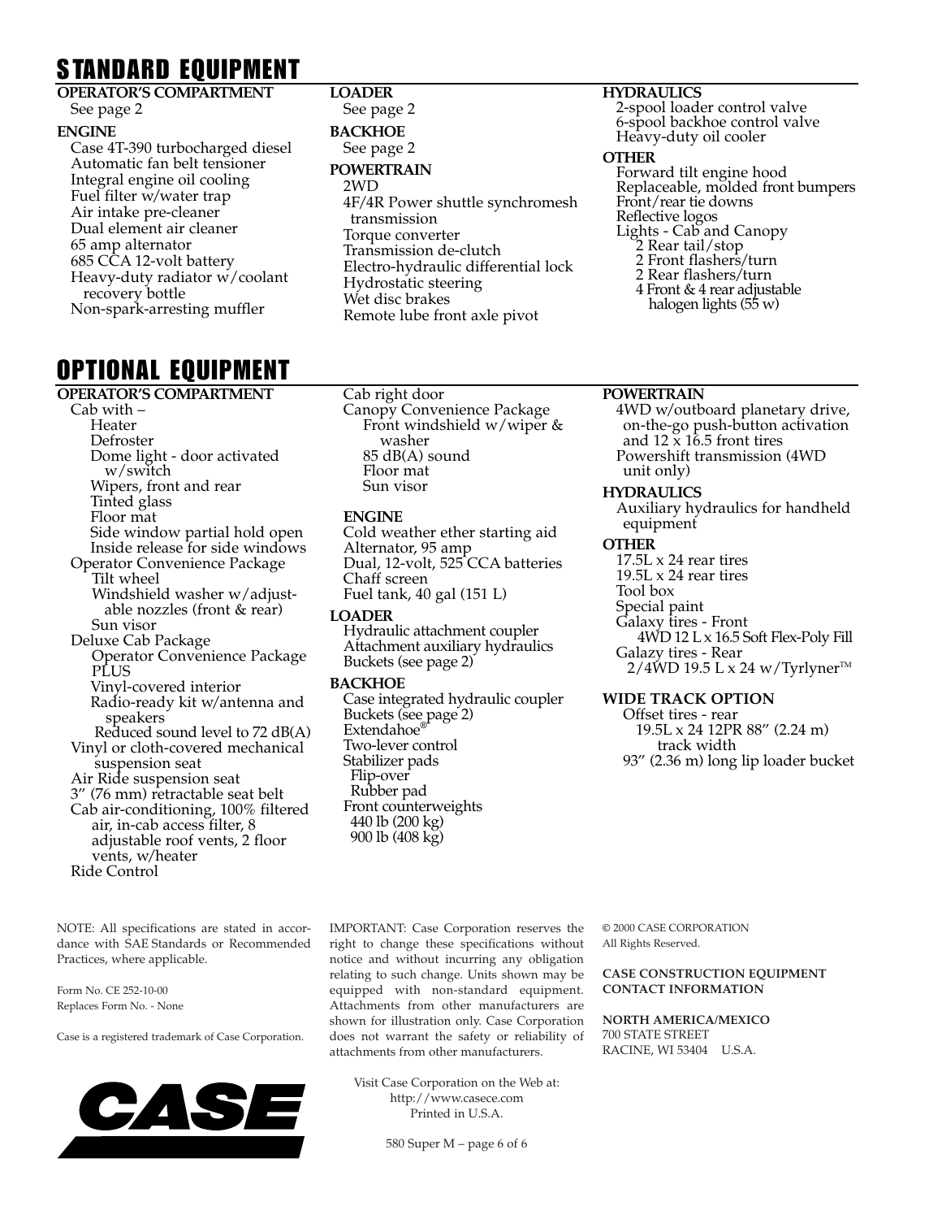# STANDARD EQUIPMENT

**OPERATOR'S COMPARTMENT**
See page 2

**ENGINE**
- Case 4T-390 turbocharged diesel
- Automatic fan belt tensioner
- Integral engine oil cooling
- Fuel filter w/water trap
- Air intake pre-cleaner
- Dual element air cleaner
- 65 amp alternator
- 685 CCA 12-volt battery
- Heavy-duty radiator w/coolant recovery bottle
- Non-spark-arresting muffler

**LOADER**
See page 2

**BACKHOE**
See page 2

**POWERTRAIN**
- 2WD
- 4F/4R Power shuttle synchromesh transmission
- Torque converter
- Transmission de-clutch
- Electro-hydraulic differential lock
- Hydrostatic steering
- Wet disc brakes
- Remote lube front axle pivot

**HYDRAULICS**
- 2-spool loader control valve
- 6-spool backhoe control valve
- Heavy-duty oil cooler

**OTHER**
- Forward tilt engine hood
- Replaceable, molded front bumpers
- Front/rear tie downs
- Reflective logos
- Lights - Cab and Canopy
  - 2 Rear tail/stop
  - 2 Front flashers/turn
  - 2 Rear flashers/turn
  - 4 Front & 4 rear adjustable halogen lights (55 w)

# OPTIONAL EQUIPMENT

**OPERATOR'S COMPARTMENT**
- Cab with –
  - Heater
  - Defroster
  - Dome light - door activated w/switch
  - Wipers, front and rear
  - Tinted glass
  - Floor mat
  - Side window partial hold open
  - Inside release for side windows
- Operator Convenience Package
  - Tilt wheel
  - Windshield washer w/adjustable nozzles (front & rear)
  - Sun visor
- Deluxe Cab Package
  - Operator Convenience Package PLUS
  - Vinyl-covered interior
  - Radio-ready kit w/antenna and speakers
  - Reduced sound level to 72 dB(A)
- Vinyl or cloth-covered mechanical suspension seat
- Air Ride suspension seat
- 3" (76 mm) retractable seat belt
- Cab air-conditioning, 100% filtered air, in-cab access filter, 8 adjustable roof vents, 2 floor vents, w/heater
- Ride Control
- Cab right door
- Canopy Convenience Package
  - Front windshield w/wiper & washer
  - 85 dB(A) sound
  - Floor mat
  - Sun visor

**ENGINE**
- Cold weather ether starting aid
- Alternator, 95 amp
- Dual, 12-volt, 525 CCA batteries
- Chaff screen
- Fuel tank, 40 gal (151 L)

**LOADER**
- Hydraulic attachment coupler
- Attachment auxiliary hydraulics
- Buckets (see page 2)

**BACKHOE**
- Case integrated hydraulic coupler
- Buckets (see page 2)
- Extendahoe®
- Two-lever control
- Stabilizer pads
  - Flip-over
  - Rubber pad
- Front counterweights
  - 440 lb (200 kg)
  - 900 lb (408 kg)

**POWERTRAIN**
- 4WD w/outboard planetary drive, on-the-go push-button activation and 12 x 16.5 front tires
- Powershift transmission (4WD unit only)

**HYDRAULICS**
- Auxiliary hydraulics for handheld equipment

**OTHER**
- 17.5L x 24 rear tires
- 19.5L x 24 rear tires
- Tool box
- Special paint
- Galaxy tires - Front
  - 4WD 12 L x 16.5 Soft Flex-Poly Fill
- Galazy tires - Rear
  - 2/4WD 19.5 L x 24 w/Tyrlyner™

**WIDE TRACK OPTION**
- Offset tires - rear
  - 19.5L x 24 12PR 88" (2.24 m) track width
- 93" (2.36 m) long lip loader bucket

NOTE: All specifications are stated in accordance with SAE Standards or Recommended Practices, where applicable.

Form No. CE 252-10-00
Replaces Form No. - None

Case is a registered trademark of Case Corporation.

CASE

IMPORTANT: Case Corporation reserves the right to change these specifications without notice and without incurring any obligation relating to such change. Units shown may be equipped with non-standard equipment. Attachments from other manufacturers are shown for illustration only. Case Corporation does not warrant the safety or reliability of attachments from other manufacturers.

Visit Case Corporation on the Web at:
http://www.casece.com
Printed in U.S.A.

© 2000 CASE CORPORATION
All Rights Reserved.

**CASE CONSTRUCTION EQUIPMENT CONTACT INFORMATION**

**NORTH AMERICA/MEXICO**
700 STATE STREET
RACINE, WI 53404 U.S.A.